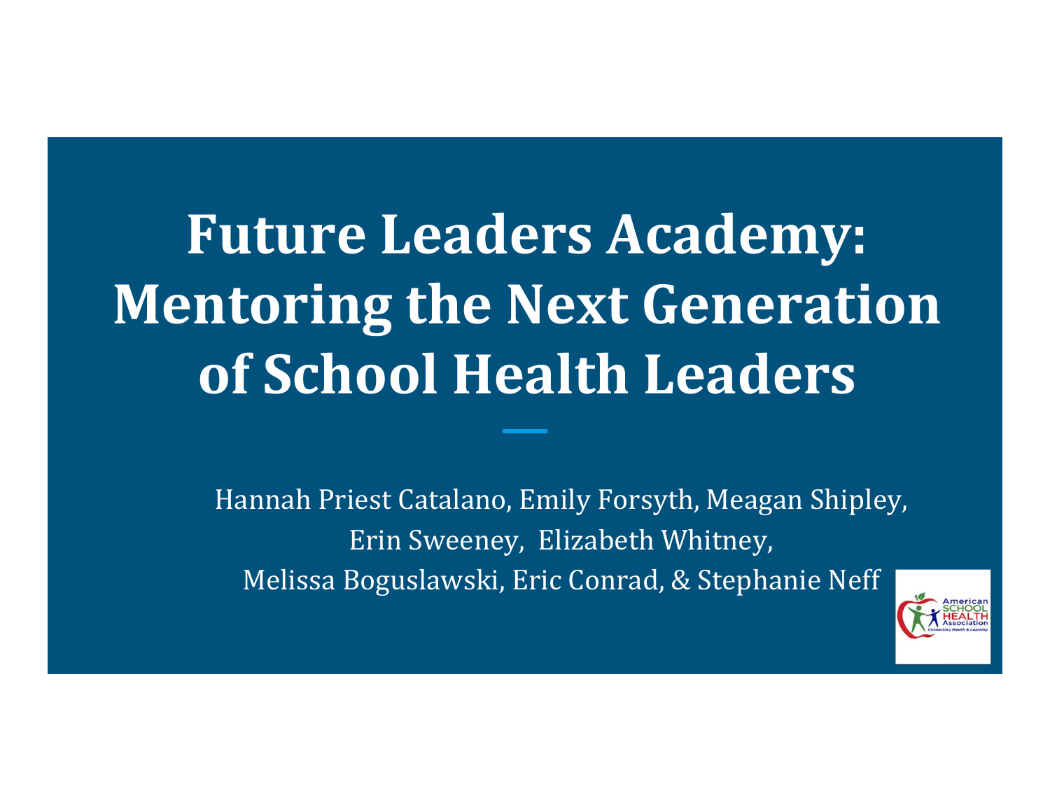# Future Leaders Academy: Mentoring the Next Generation of School Health Leaders

Hannah Priest Catalano, Emily Forsyth, Meagan Shipley, Erin Sweeney, Elizabeth Whitney, Melissa Boguslawski, Eric Conrad, & Stephanie Neff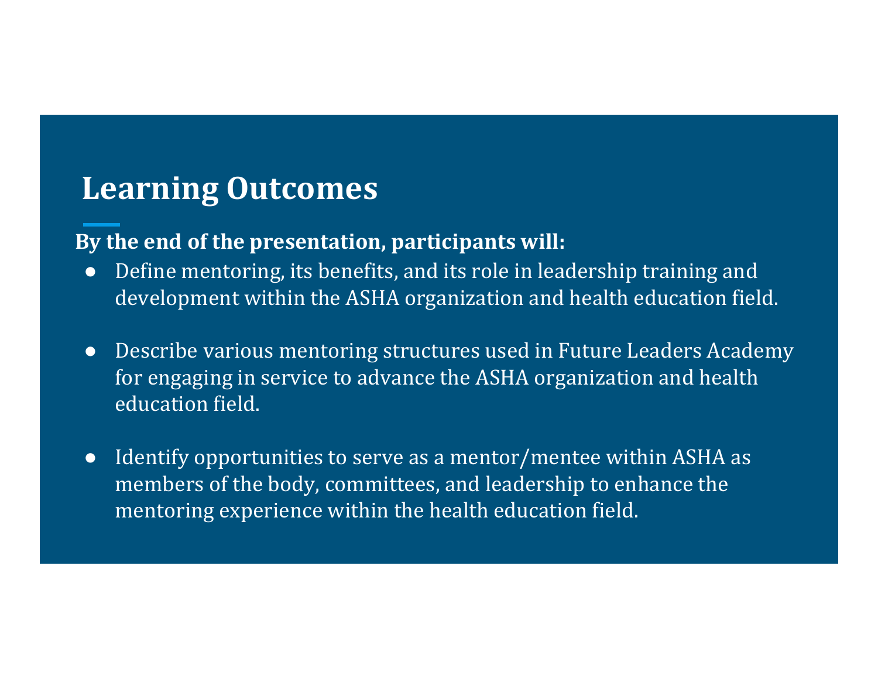## Learning Outcomes

**By the end of the presentation, participants will:**

- Define mentoring, its benefits, and its role in leadership training and development within the ASHA organization and health education field.
- Describe various mentoring structures used in Future Leaders Academy for engaging in service to advance the ASHA organization and health education field.
- Identify opportunities to serve as a mentor/mentee within ASHA as members of the body, committees, and leadership to enhance the mentoring experience within the health education field.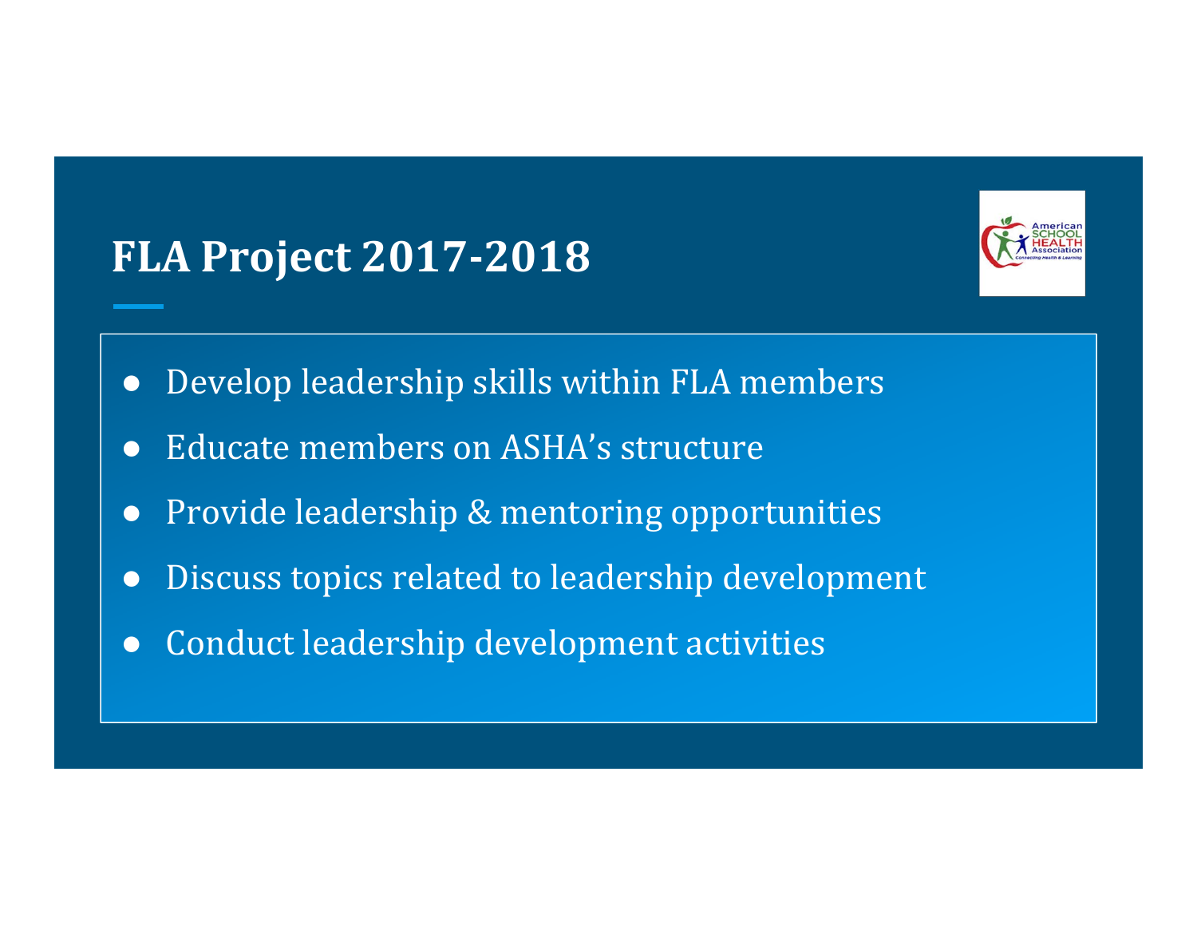# FLA Project 2017-2018

- Develop leadership skills within FLA members
- Educate members on ASHA's structure
- Provide leadership & mentoring opportunities
- Discuss topics related to leadership development
- Conduct leadership development activities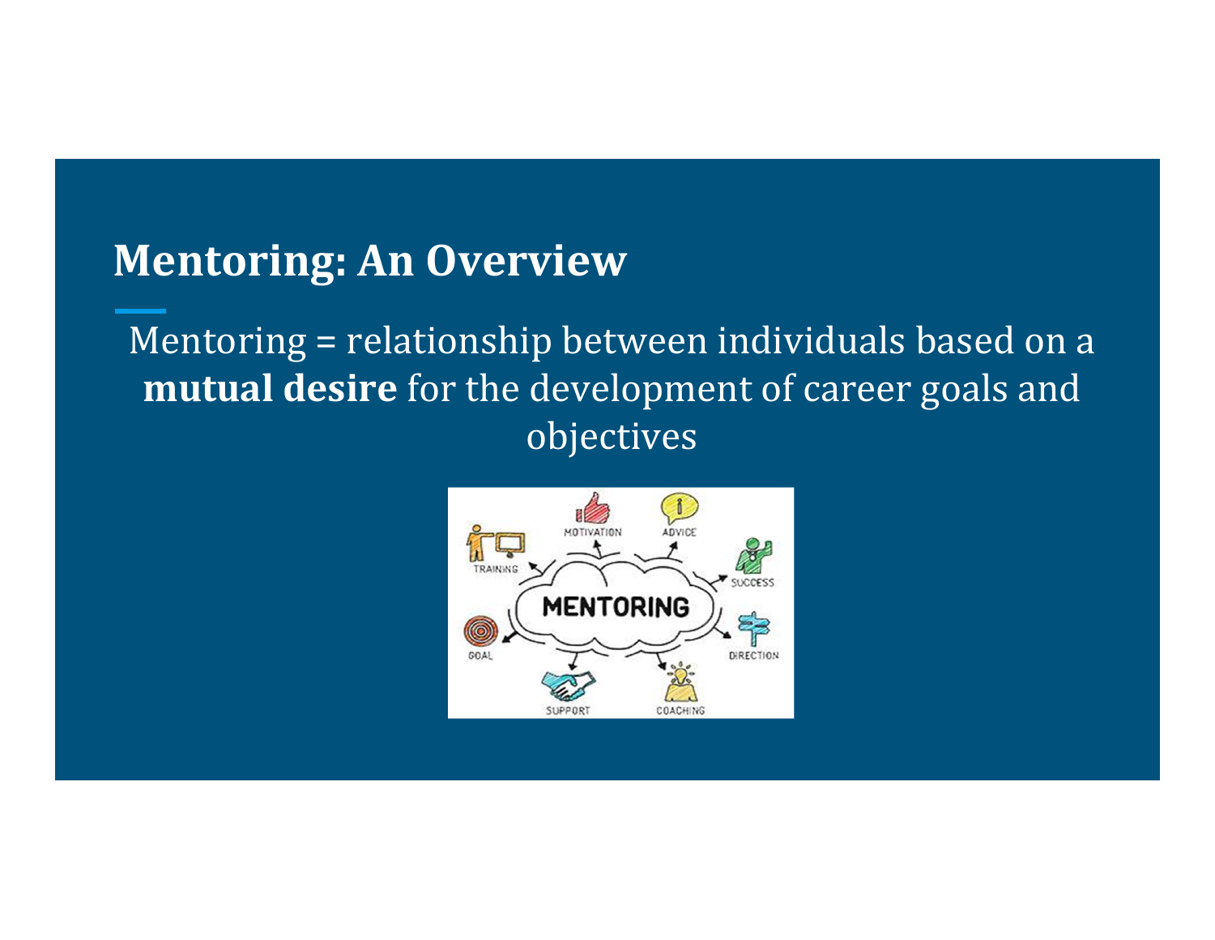# Mentoring: An Overview

Mentoring = relationship between individuals based on a **mutual desire** for the development of career goals and objectives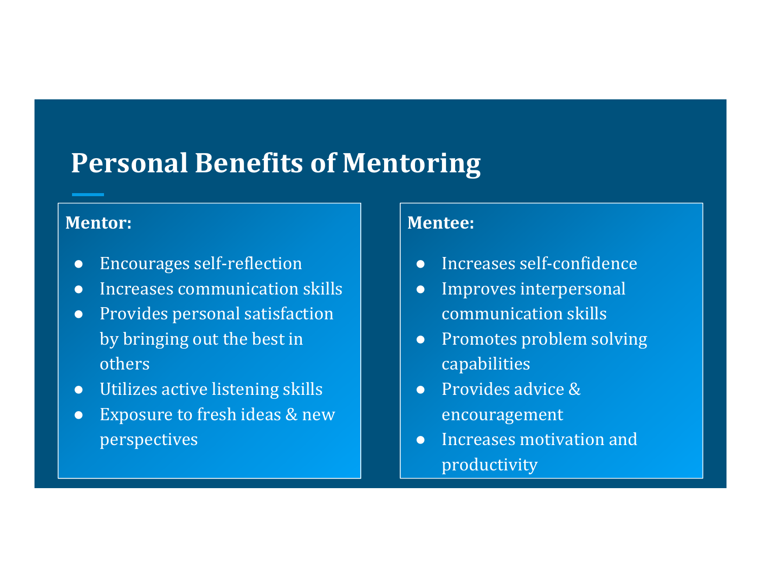# Personal Benefits of Mentoring

**Mentor:**

- Encourages self-reflection
- Increases communication skills
- Provides personal satisfaction by bringing out the best in others
- Utilizes active listening skills
- Exposure to fresh ideas & new perspectives

**Mentee:**

- Increases self-confidence
- Improves interpersonal communication skills
- Promotes problem solving capabilities
- Provides advice & encouragement
- Increases motivation and productivity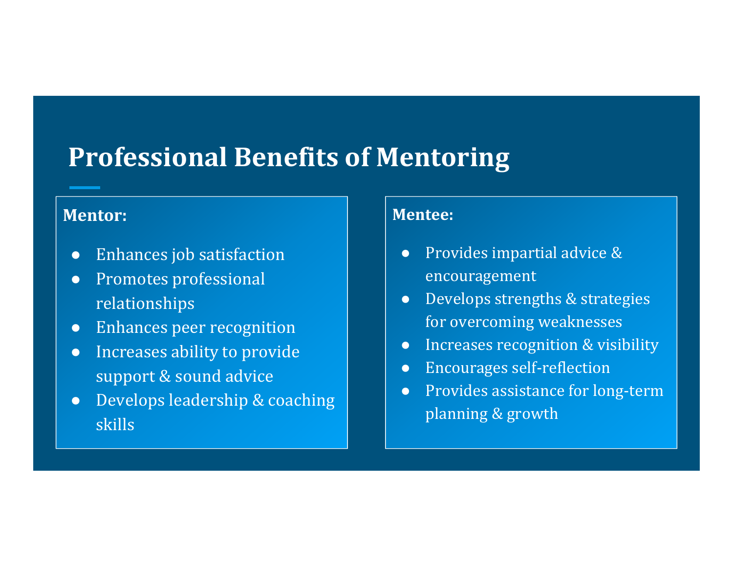# Professional Benefits of Mentoring

**Mentor:**

- Enhances job satisfaction
- Promotes professional relationships
- Enhances peer recognition
- Increases ability to provide support & sound advice
- Develops leadership & coaching skills

**Mentee:**

- Provides impartial advice & encouragement
- Develops strengths & strategies for overcoming weaknesses
- Increases recognition & visibility
- Encourages self-reflection
- Provides assistance for long-term planning & growth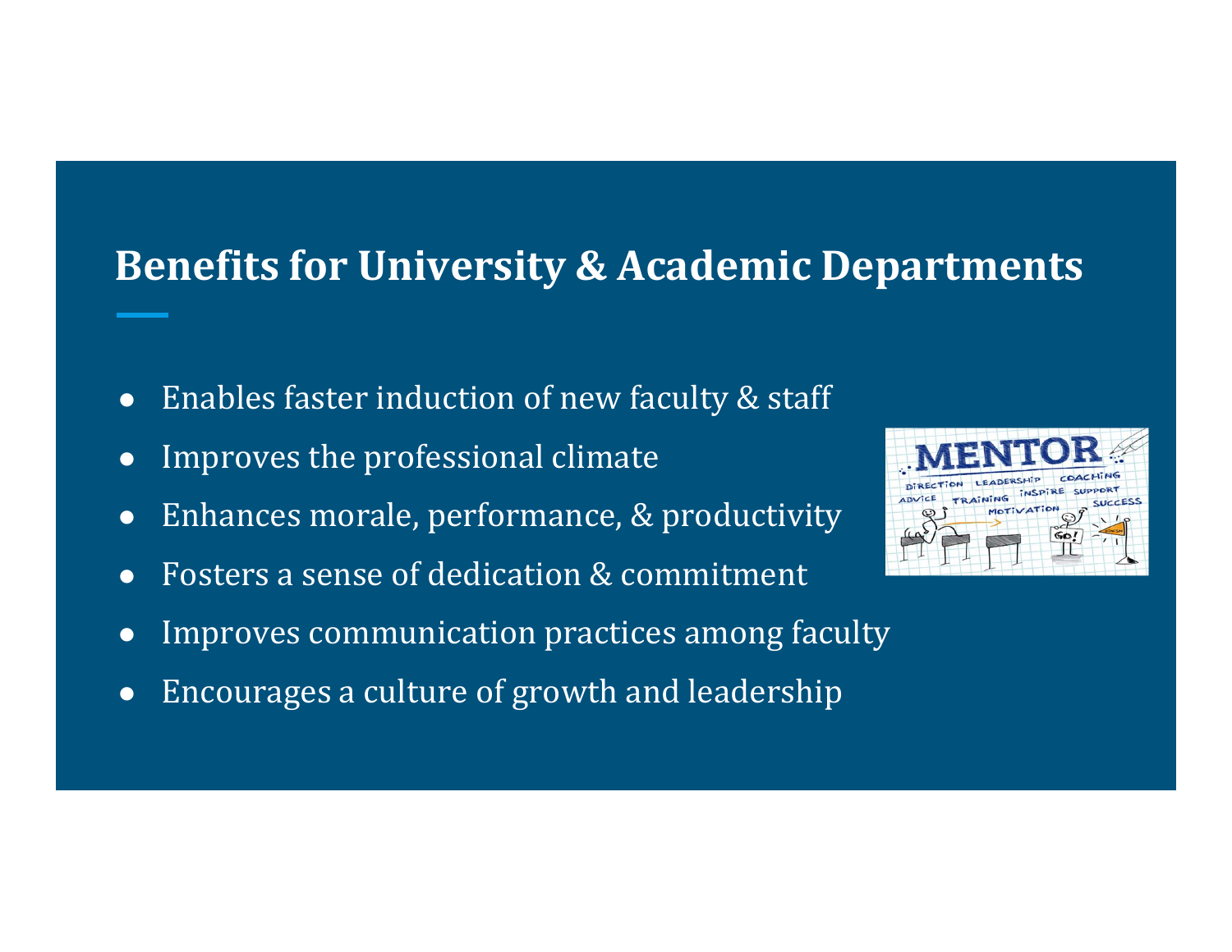## Benefits for University & Academic Departments

- Enables faster induction of new faculty & staff
- Improves the professional climate
- Enhances morale, performance, & productivity
- Fosters a sense of dedication & commitment
- Improves communication practices among faculty
- Encourages a culture of growth and leadership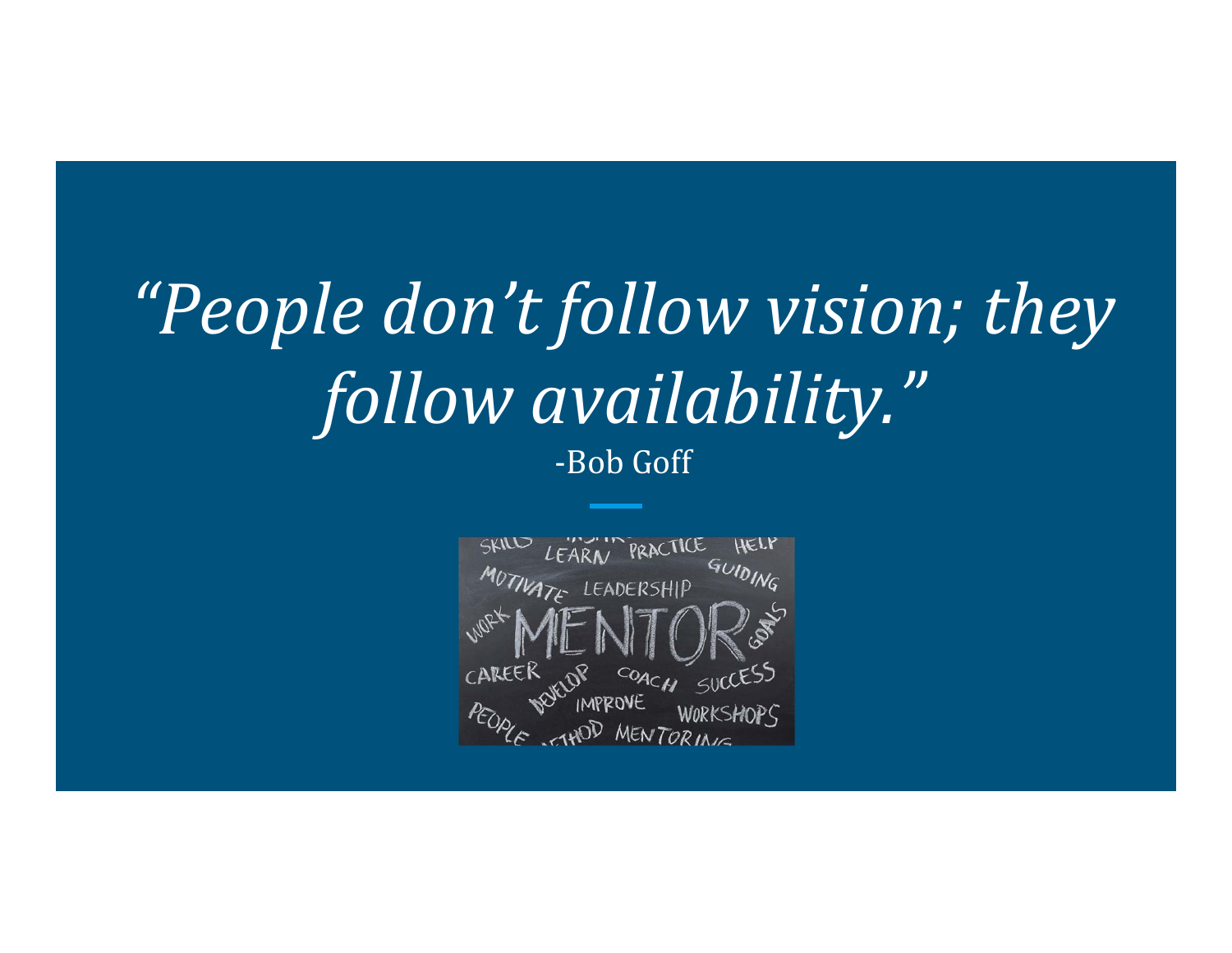*"People don't follow vision; they follow availability."*

-Bob Goff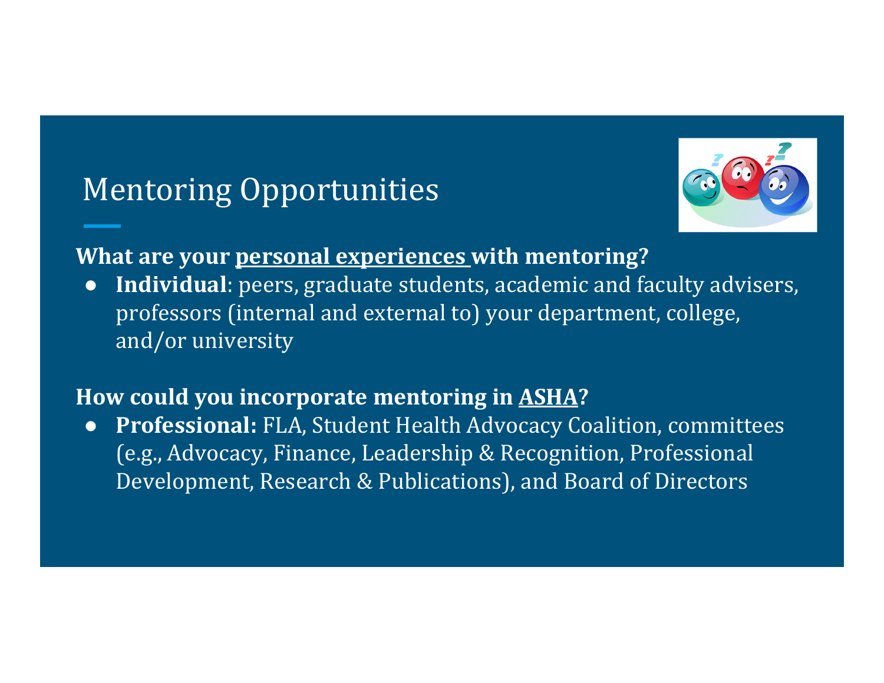# Mentoring Opportunities

**What are your <u>personal experiences</u> with mentoring?**

- **Individual**: peers, graduate students, academic and faculty advisers, professors (internal and external to) your department, college, and/or university

**How could you incorporate mentoring in <u>ASHA</u>?**

- **Professional:** FLA, Student Health Advocacy Coalition, committees (e.g., Advocacy, Finance, Leadership & Recognition, Professional Development, Research & Publications), and Board of Directors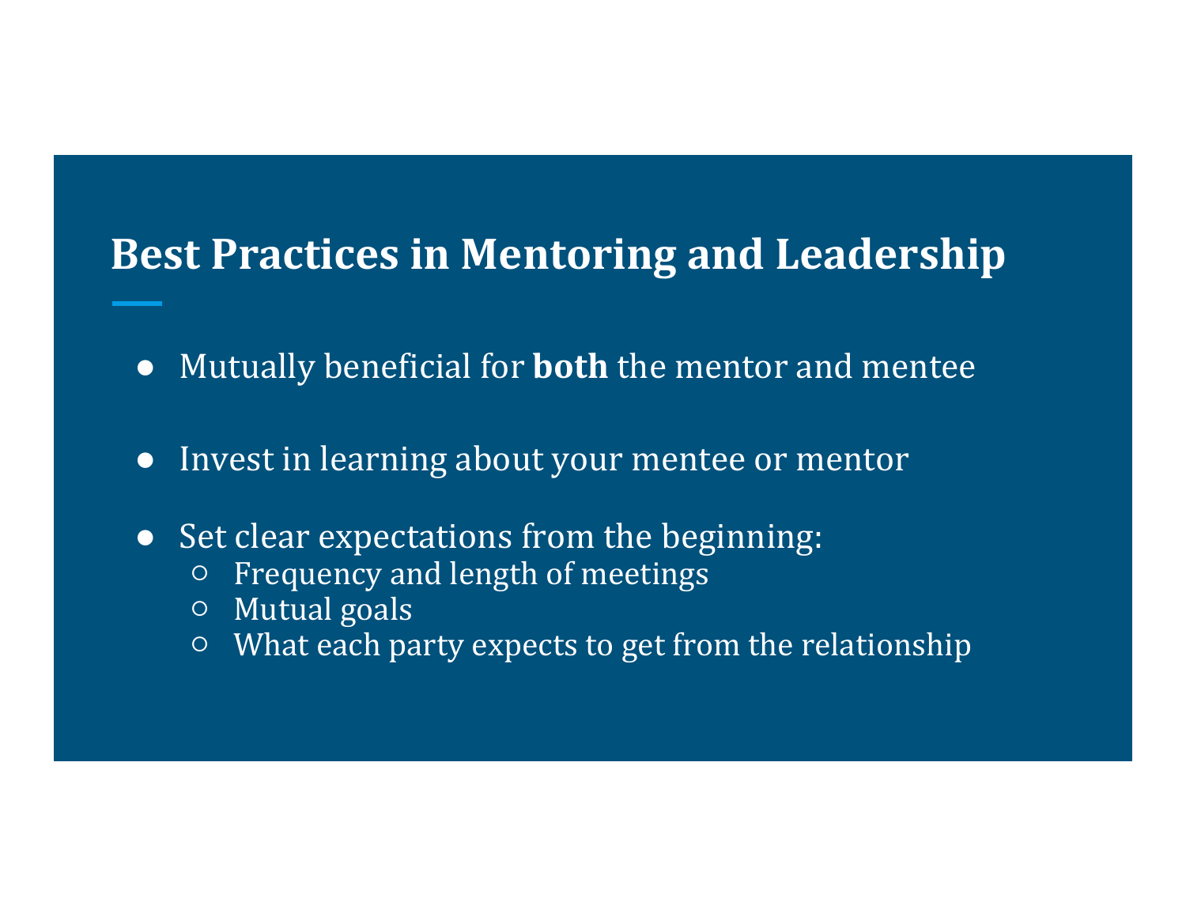# Best Practices in Mentoring and Leadership

- Mutually beneficial for **both** the mentor and mentee
- Invest in learning about your mentee or mentor
- Set clear expectations from the beginning:
  - Frequency and length of meetings
  - Mutual goals
  - What each party expects to get from the relationship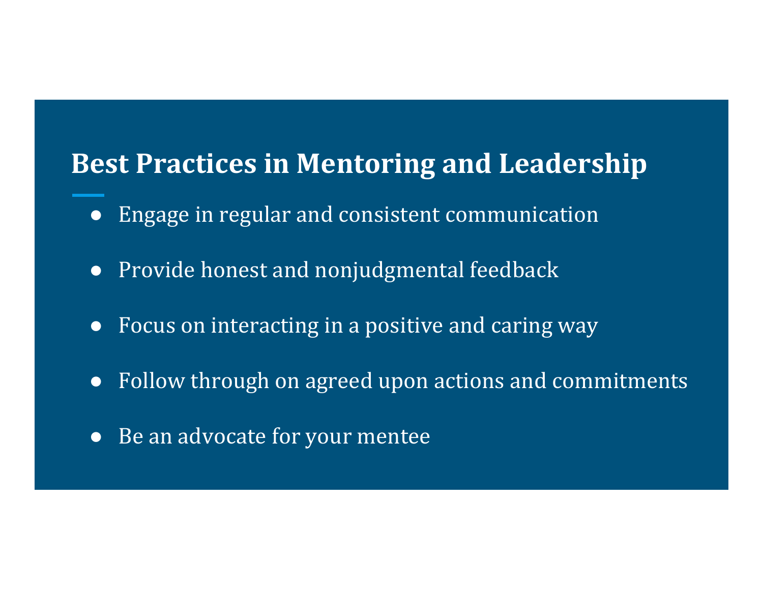## Best Practices in Mentoring and Leadership

- Engage in regular and consistent communication
- Provide honest and nonjudgmental feedback
- Focus on interacting in a positive and caring way
- Follow through on agreed upon actions and commitments
- Be an advocate for your mentee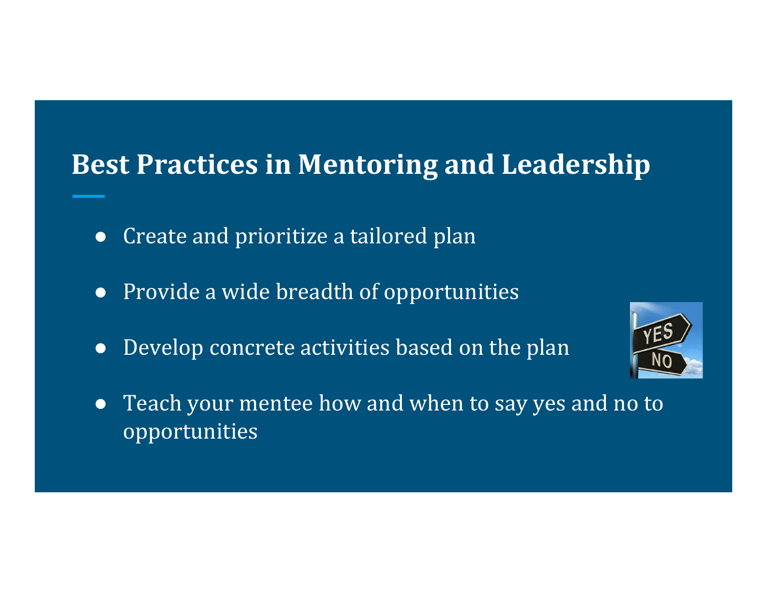# Best Practices in Mentoring and Leadership

- Create and prioritize a tailored plan
- Provide a wide breadth of opportunities
- Develop concrete activities based on the plan
- Teach your mentee how and when to say yes and no to opportunities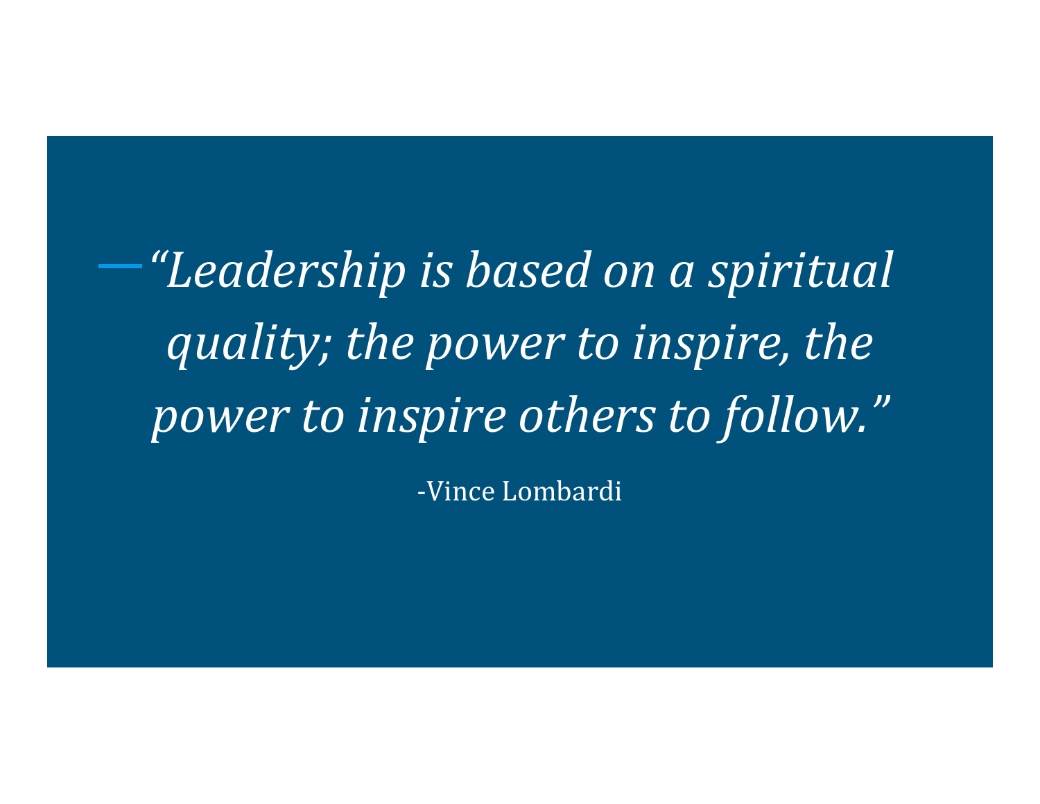*"Leadership is based on a spiritual quality; the power to inspire, the power to inspire others to follow."*

-Vince Lombardi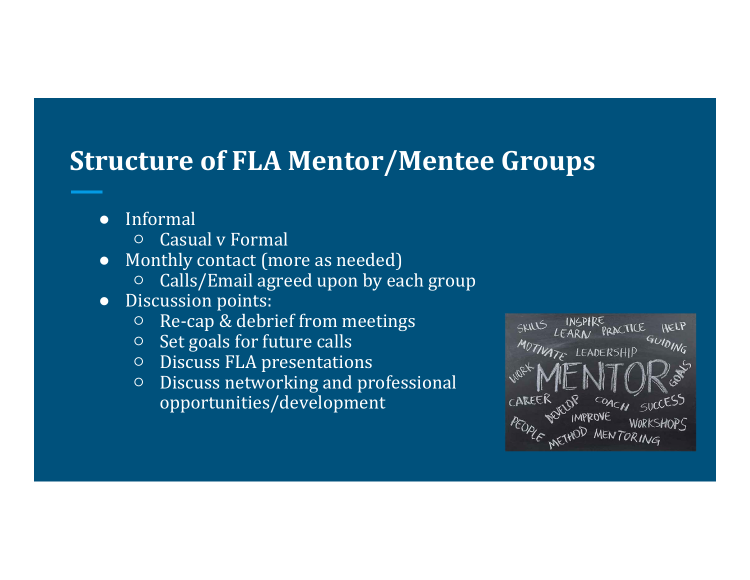## Structure of FLA Mentor/Mentee Groups

- Informal
  - Casual v Formal
- Monthly contact (more as needed)
  - Calls/Email agreed upon by each group
- Discussion points:
  - Re-cap & debrief from meetings
  - Set goals for future calls
  - Discuss FLA presentations
  - Discuss networking and professional opportunities/development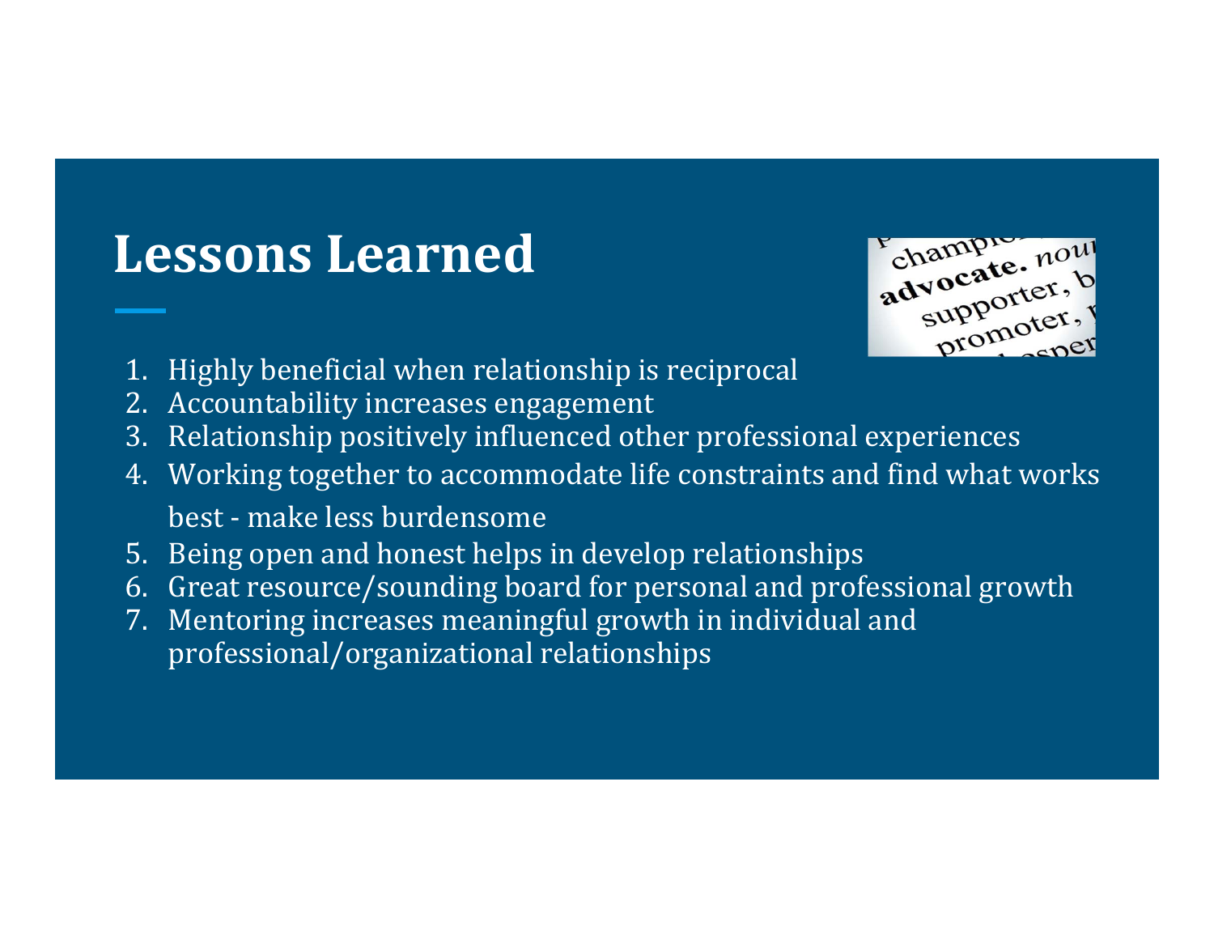# Lessons Learned

1. Highly beneficial when relationship is reciprocal
2. Accountability increases engagement
3. Relationship positively influenced other professional experiences
4. Working together to accommodate life constraints and find what works best - make less burdensome
5. Being open and honest helps in develop relationships
6. Great resource/sounding board for personal and professional growth
7. Mentoring increases meaningful growth in individual and professional/organizational relationships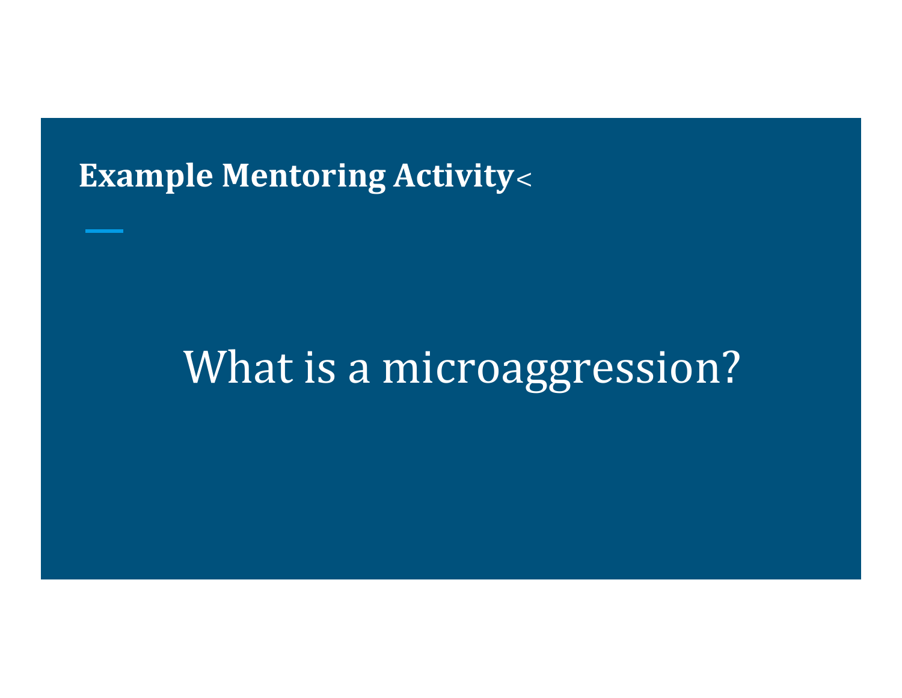## Example Mentoring Activity<

What is a microaggression?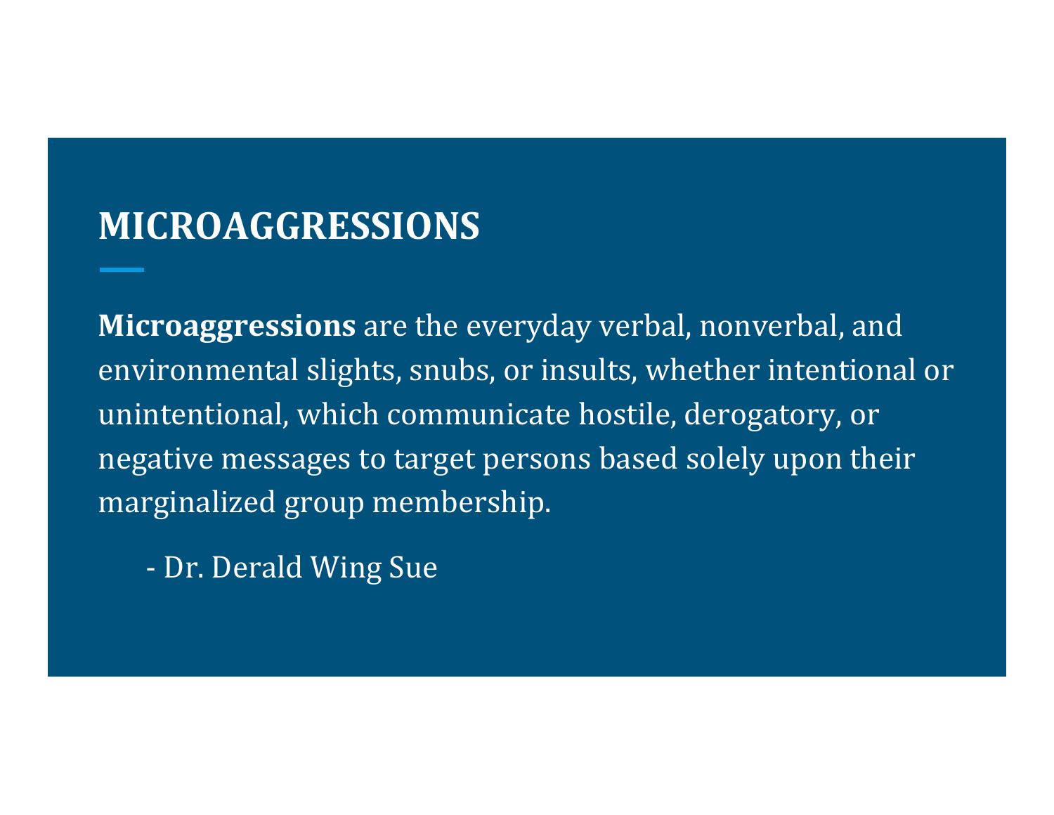# MICROAGGRESSIONS

**Microaggressions** are the everyday verbal, nonverbal, and environmental slights, snubs, or insults, whether intentional or unintentional, which communicate hostile, derogatory, or negative messages to target persons based solely upon their marginalized group membership.

- Dr. Derald Wing Sue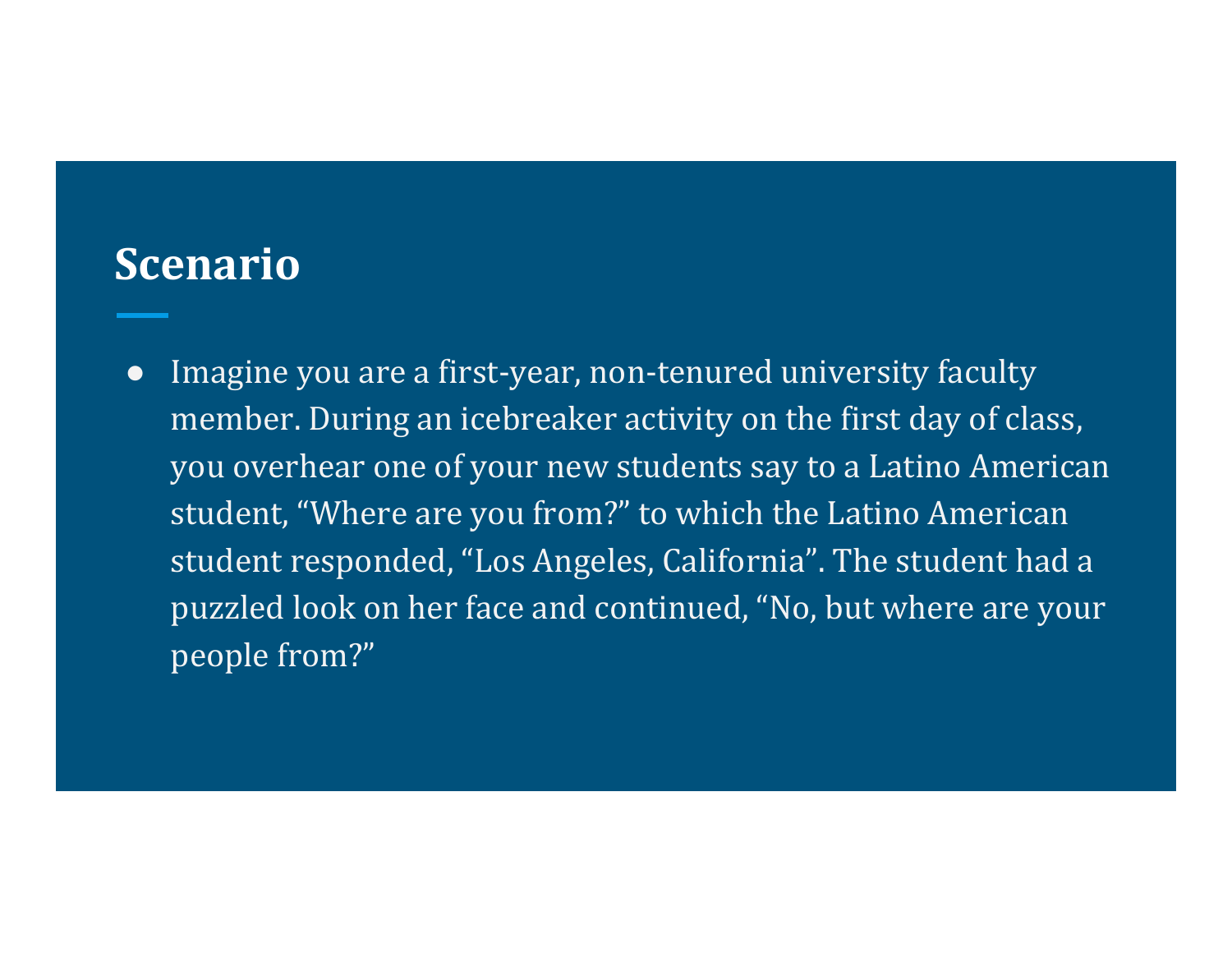## Scenario

- Imagine you are a first-year, non-tenured university faculty member. During an icebreaker activity on the first day of class, you overhear one of your new students say to a Latino American student, “Where are you from?” to which the Latino American student responded, “Los Angeles, California”. The student had a puzzled look on her face and continued, “No, but where are your people from?”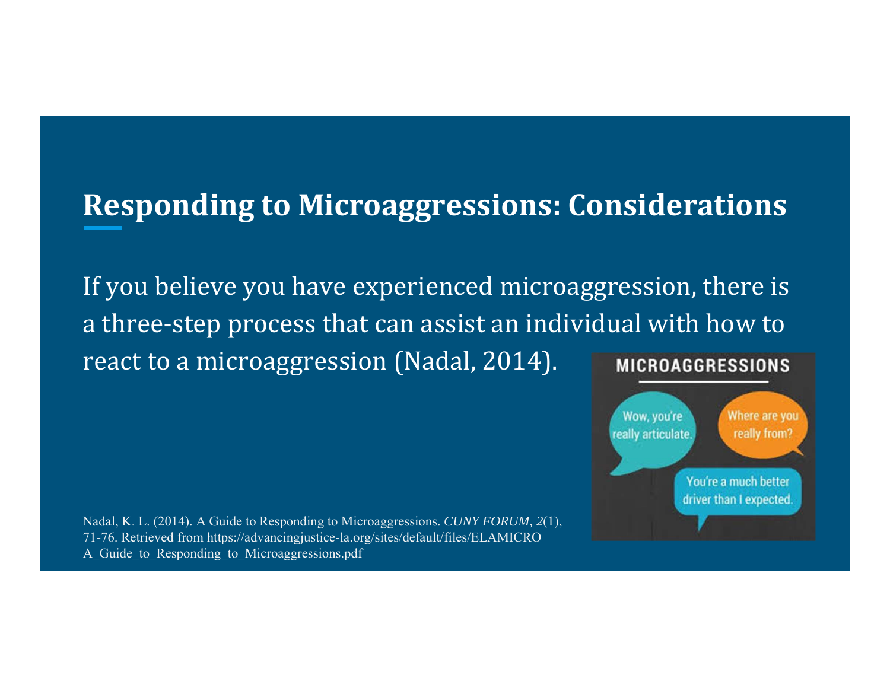# Responding to Microaggressions: Considerations

If you believe you have experienced microaggression, there is a three-step process that can assist an individual with how to react to a microaggression (Nadal, 2014).

MICROAGGRESSIONS

Wow, you're really articulate.

Where are you really from?

You're a much better driver than I expected.

Nadal, K. L. (2014). A Guide to Responding to Microaggressions. *CUNY FORUM, 2*(1), 71-76. Retrieved from https://advancingjustice-la.org/sites/default/files/ELAMICRO A_Guide_to_Responding_to_Microaggressions.pdf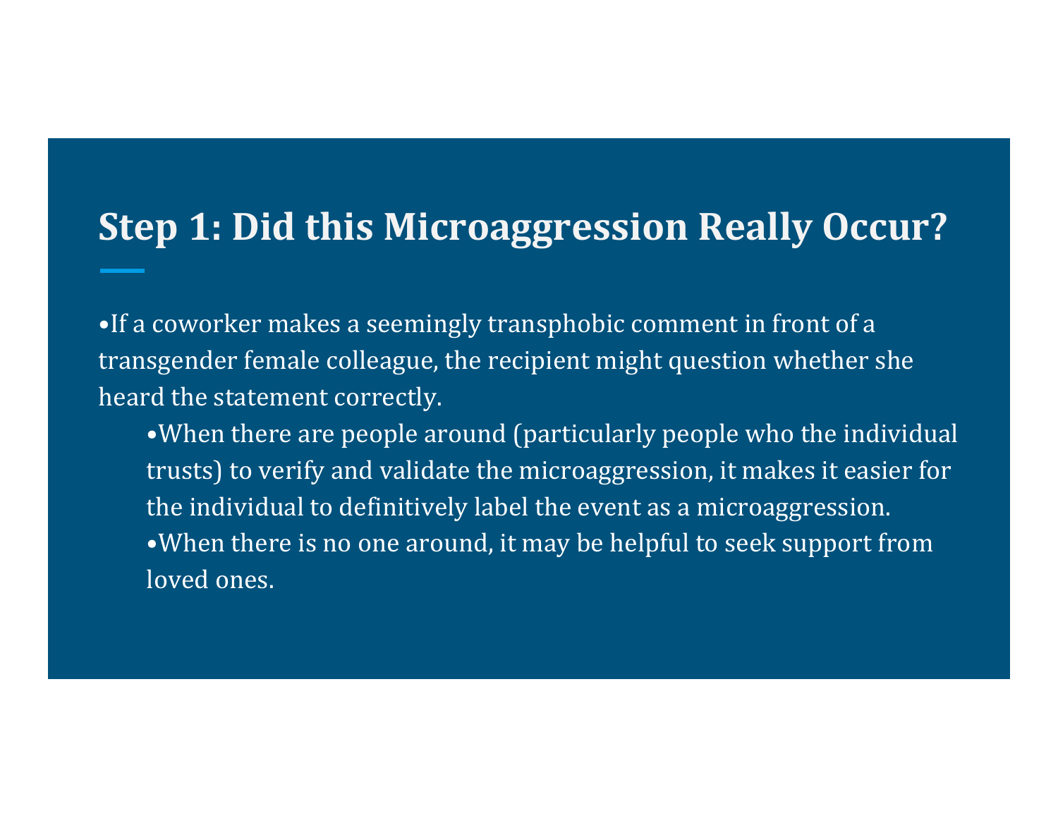## Step 1: Did this Microaggression Really Occur?

- If a coworker makes a seemingly transphobic comment in front of a transgender female colleague, the recipient might question whether she heard the statement correctly.
  - When there are people around (particularly people who the individual trusts) to verify and validate the microaggression, it makes it easier for the individual to definitively label the event as a microaggression.
  - When there is no one around, it may be helpful to seek support from loved ones.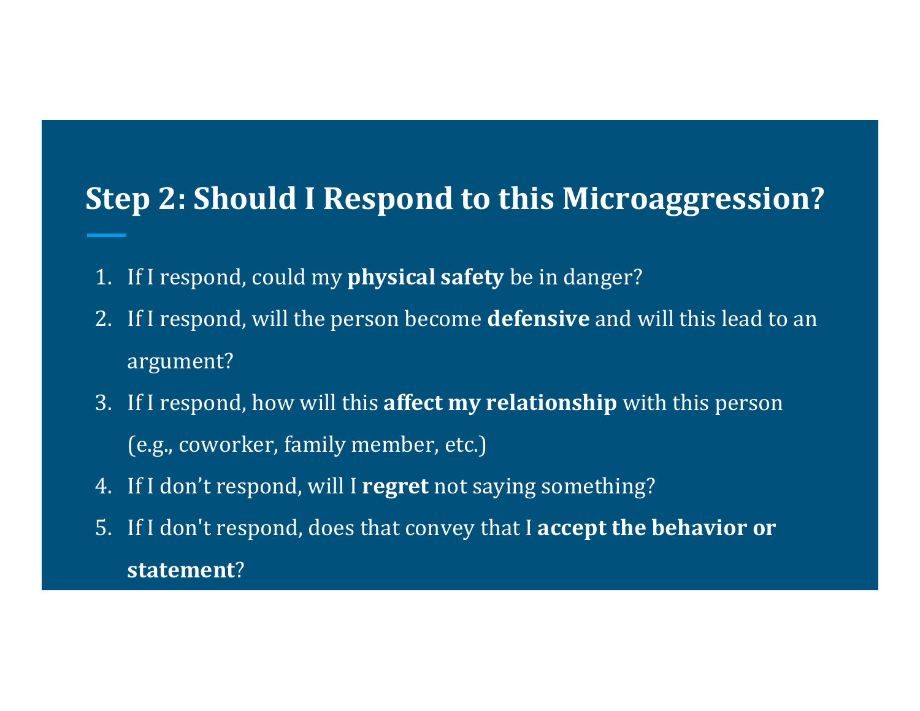## Step 2: Should I Respond to this Microaggression?

1. If I respond, could my **physical safety** be in danger?
2. If I respond, will the person become **defensive** and will this lead to an argument?
3. If I respond, how will this **affect my relationship** with this person (e.g., coworker, family member, etc.)
4. If I don't respond, will I **regret** not saying something?
5. If I don't respond, does that convey that I **accept the behavior or statement**?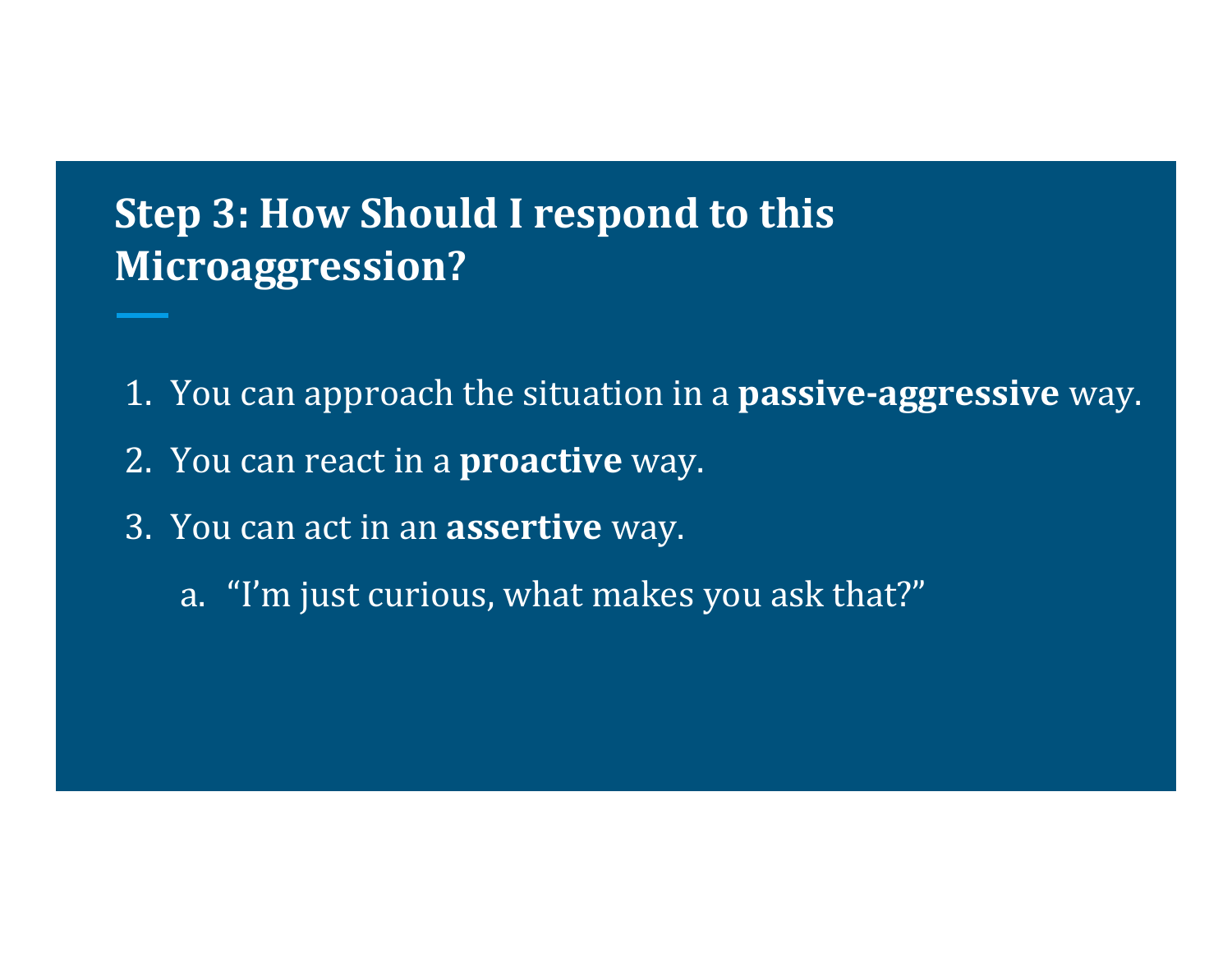## Step 3: How Should I respond to this Microaggression?

1. You can approach the situation in a **passive-aggressive** way.
2. You can react in a **proactive** way.
3. You can act in an **assertive** way.
   a. "I'm just curious, what makes you ask that?"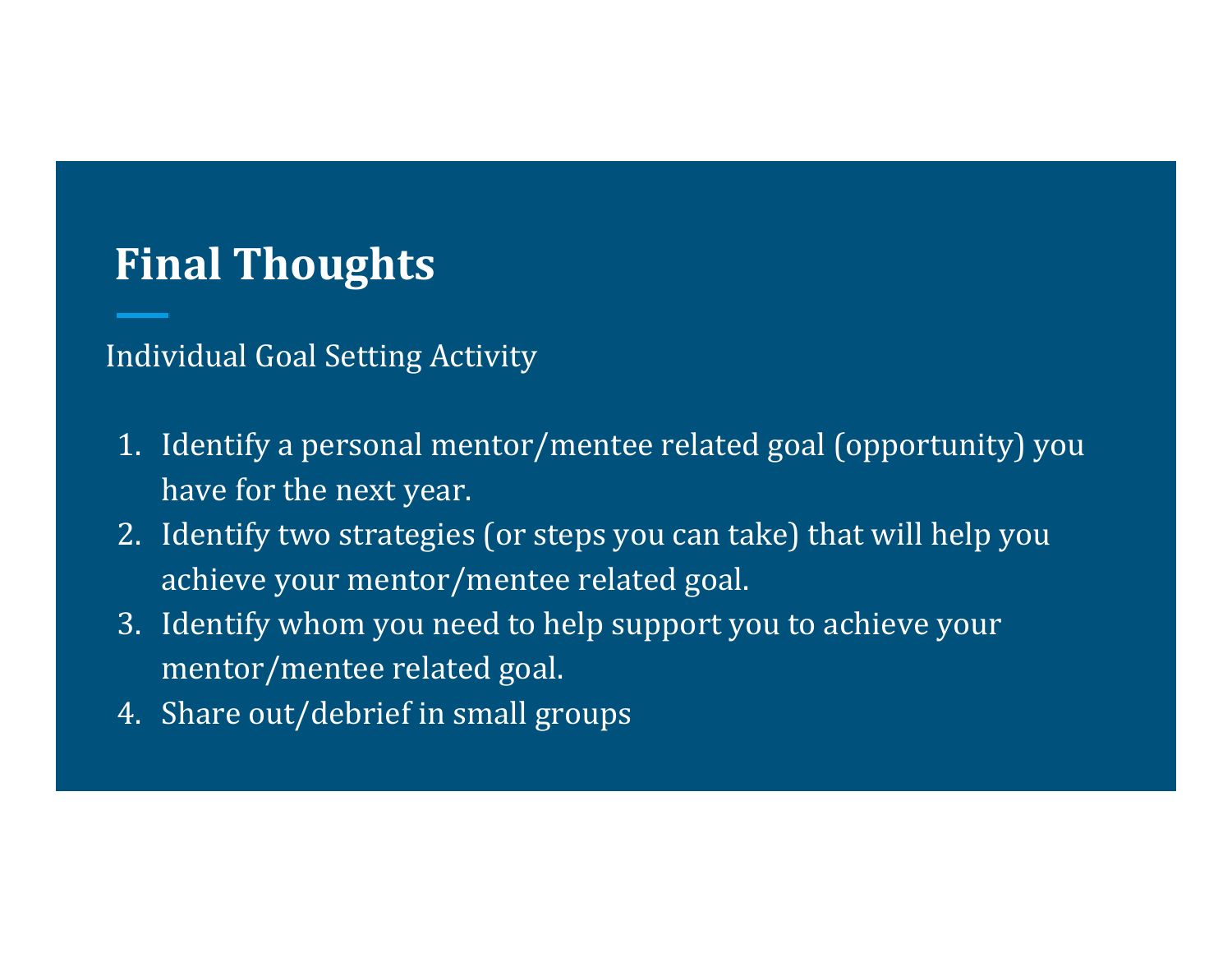# Final Thoughts

Individual Goal Setting Activity

1. Identify a personal mentor/mentee related goal (opportunity) you have for the next year.
2. Identify two strategies (or steps you can take) that will help you achieve your mentor/mentee related goal.
3. Identify whom you need to help support you to achieve your mentor/mentee related goal.
4. Share out/debrief in small groups